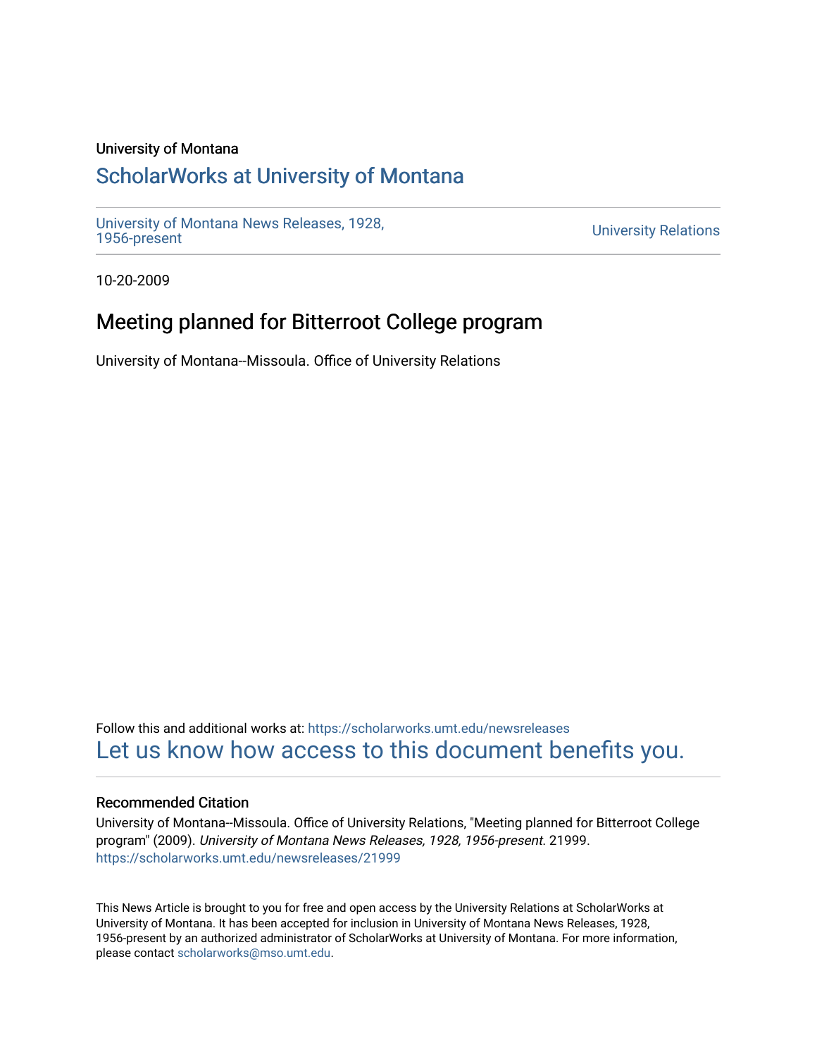University of Montana

# ScholarWorks at University of Montana

University of Montana News Releases, 1928, 1956-present

University Relations

10-20-2009

## Meeting planned for Bitterroot College program

University of Montana--Missoula. Office of University Relations

Follow this and additional works at: https://scholarworks.umt.edu/newsreleases

Let us know how access to this document benefits you.

### Recommended Citation

University of Montana--Missoula. Office of University Relations, "Meeting planned for Bitterroot College program" (2009). *University of Montana News Releases, 1928, 1956-present*. 21999.
https://scholarworks.umt.edu/newsreleases/21999

This News Article is brought to you for free and open access by the University Relations at ScholarWorks at University of Montana. It has been accepted for inclusion in University of Montana News Releases, 1928, 1956-present by an authorized administrator of ScholarWorks at University of Montana. For more information, please contact scholarworks@mso.umt.edu.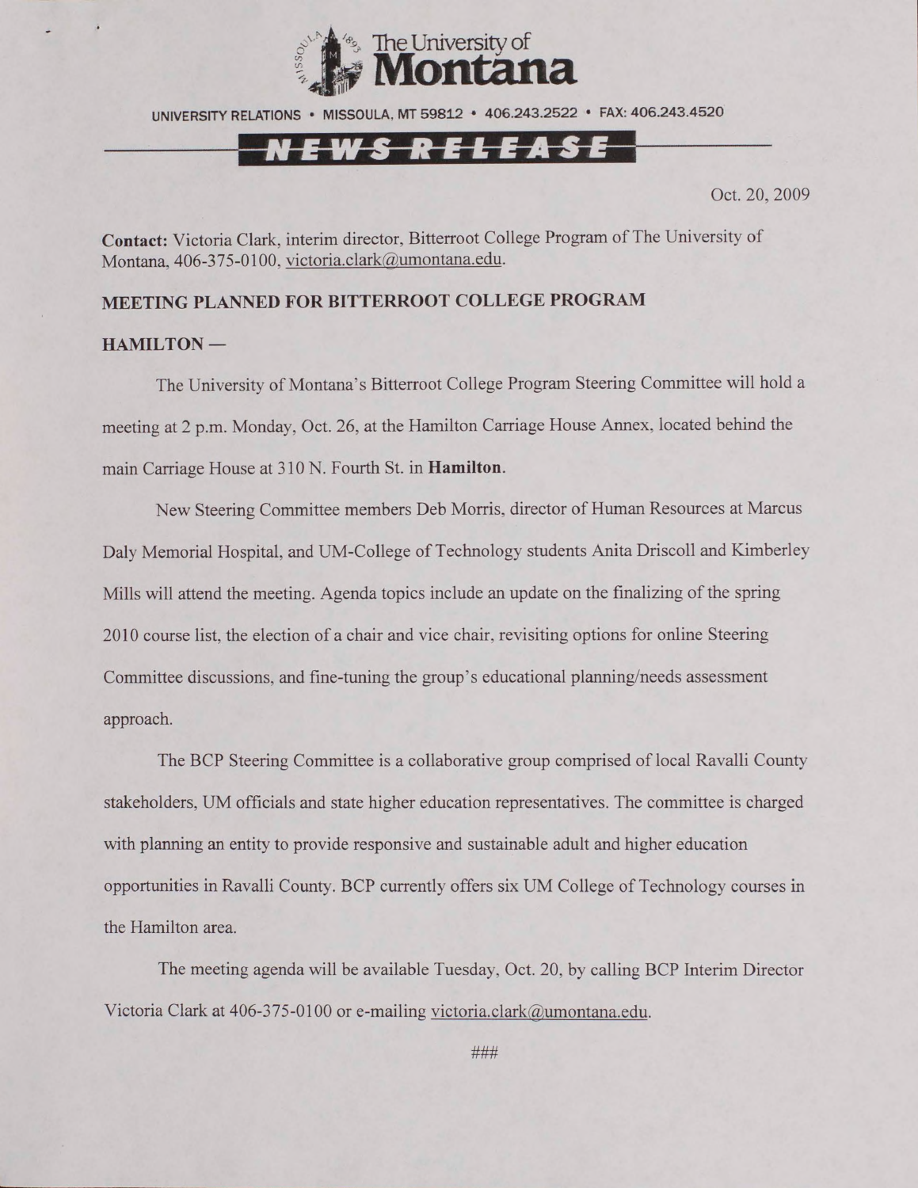The University of Montana

UNIVERSITY RELATIONS • MISSOULA, MT 59812 • 406.243.2522 • FAX: 406.243.4520

NEWS RELEASE

Oct. 20, 2009

**Contact:** Victoria Clark, interim director, Bitterroot College Program of The University of Montana, 406-375-0100, victoria.clark@umontana.edu.

**MEETING PLANNED FOR BITTERROOT COLLEGE PROGRAM**

**HAMILTON —**

The University of Montana's Bitterroot College Program Steering Committee will hold a meeting at 2 p.m. Monday, Oct. 26, at the Hamilton Carriage House Annex, located behind the main Carriage House at 310 N. Fourth St. in **Hamilton**.

New Steering Committee members Deb Morris, director of Human Resources at Marcus Daly Memorial Hospital, and UM-College of Technology students Anita Driscoll and Kimberley Mills will attend the meeting. Agenda topics include an update on the finalizing of the spring 2010 course list, the election of a chair and vice chair, revisiting options for online Steering Committee discussions, and fine-tuning the group's educational planning/needs assessment approach.

The BCP Steering Committee is a collaborative group comprised of local Ravalli County stakeholders, UM officials and state higher education representatives. The committee is charged with planning an entity to provide responsive and sustainable adult and higher education opportunities in Ravalli County. BCP currently offers six UM College of Technology courses in the Hamilton area.

The meeting agenda will be available Tuesday, Oct. 20, by calling BCP Interim Director Victoria Clark at 406-375-0100 or e-mailing victoria.clark@umontana.edu.

###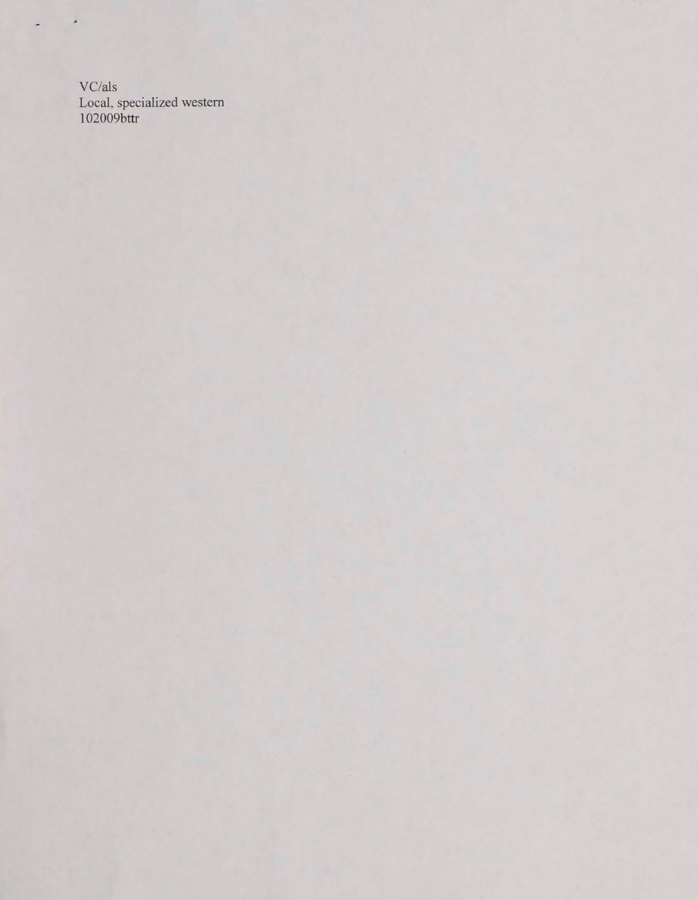VC/als
Local, specialized western
102009bttr